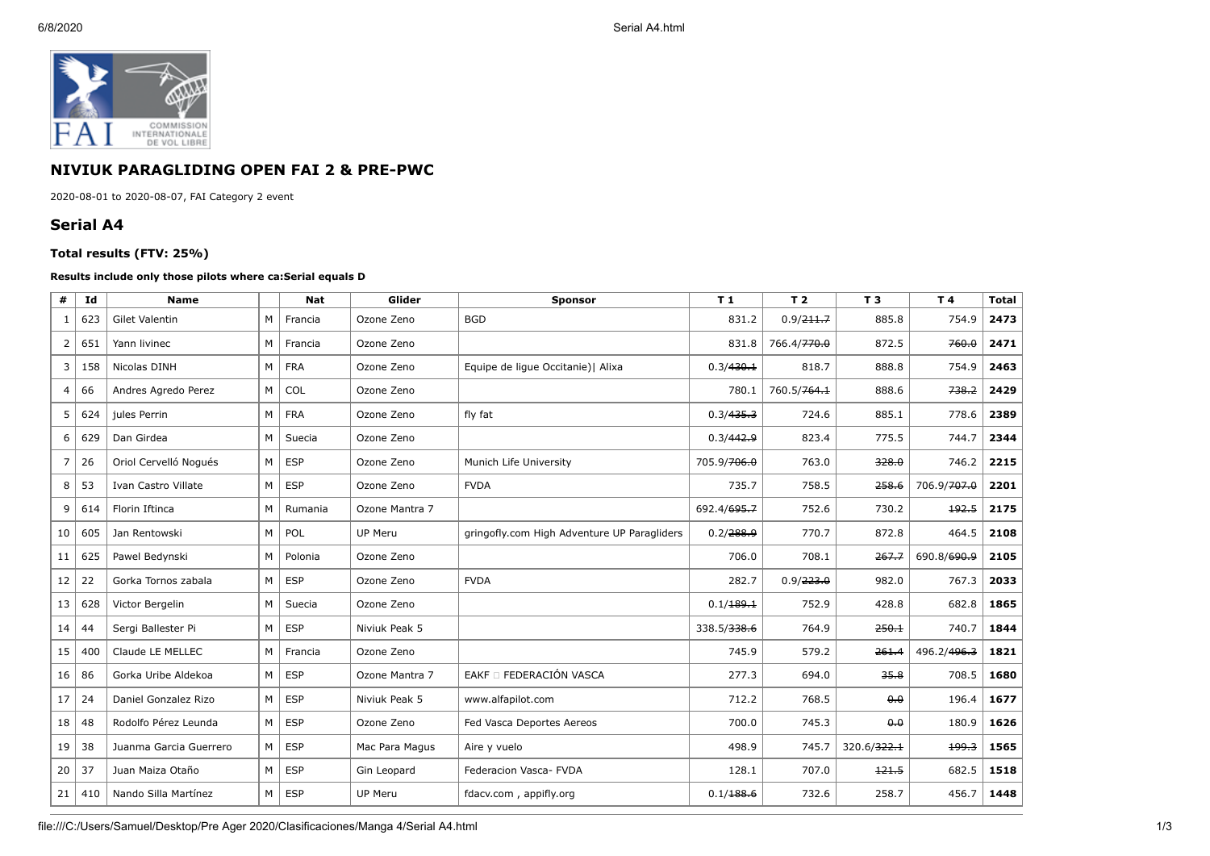## NIVIUK PARAGLIDING OPEN FAI 2 & PRE-PWC

2020-08-01 to 2020-08-07, FAI Category 2 event

## Serial A4

### Total results (FTV: 25%)

**Results include only those pilots where ca:Serial equals D**

| # | Id | Name | | Nat | Glider | Sponsor | T 1 | T 2 | T 3 | T 4 | Total |
|---|---|---|---|---|---|---|---|---|---|---|---|
| 1 | 623 | Gilet Valentin | M | Francia | Ozone Zeno | BGD | 831.2 | 0.9/~~211.7~~ | 885.8 | 754.9 | **2473** |
| 2 | 651 | Yann livinec | M | Francia | Ozone Zeno | | 831.8 | 766.4/~~770.0~~ | 872.5 | ~~760.0~~ | **2471** |
| 3 | 158 | Nicolas DINH | M | FRA | Ozone Zeno | Equipe de ligue Occitanie)\| Alixa | 0.3/~~430.1~~ | 818.7 | 888.8 | 754.9 | **2463** |
| 4 | 66 | Andres Agredo Perez | M | COL | Ozone Zeno | | 780.1 | 760.5/~~764.1~~ | 888.6 | ~~738.2~~ | **2429** |
| 5 | 624 | jules Perrin | M | FRA | Ozone Zeno | fly fat | 0.3/~~435.3~~ | 724.6 | 885.1 | 778.6 | **2389** |
| 6 | 629 | Dan Girdea | M | Suecia | Ozone Zeno | | 0.3/~~442.9~~ | 823.4 | 775.5 | 744.7 | **2344** |
| 7 | 26 | Oriol Cervelló Nogués | M | ESP | Ozone Zeno | Munich Life University | 705.9/~~706.0~~ | 763.0 | ~~328.0~~ | 746.2 | **2215** |
| 8 | 53 | Ivan Castro Villate | M | ESP | Ozone Zeno | FVDA | 735.7 | 758.5 | ~~258.6~~ | 706.9/~~707.0~~ | **2201** |
| 9 | 614 | Florin Iftinca | M | Rumania | Ozone Mantra 7 | | 692.4/~~695.7~~ | 752.6 | 730.2 | ~~192.5~~ | **2175** |
| 10 | 605 | Jan Rentowski | M | POL | UP Meru | gringofly.com High Adventure UP Paragliders | 0.2/~~288.9~~ | 770.7 | 872.8 | 464.5 | **2108** |
| 11 | 625 | Pawel Bedynski | M | Polonia | Ozone Zeno | | 706.0 | 708.1 | ~~267.7~~ | 690.8/~~690.9~~ | **2105** |
| 12 | 22 | Gorka Tornos zabala | M | ESP | Ozone Zeno | FVDA | 282.7 | 0.9/~~223.0~~ | 982.0 | 767.3 | **2033** |
| 13 | 628 | Victor Bergelin | M | Suecia | Ozone Zeno | | 0.1/~~189.1~~ | 752.9 | 428.8 | 682.8 | **1865** |
| 14 | 44 | Sergi Ballester Pi | M | ESP | Niviuk Peak 5 | | 338.5/~~338.6~~ | 764.9 | ~~250.1~~ | 740.7 | **1844** |
| 15 | 400 | Claude LE MELLEC | M | Francia | Ozone Zeno | | 745.9 | 579.2 | ~~261.4~~ | 496.2/~~496.3~~ | **1821** |
| 16 | 86 | Gorka Uribe Aldekoa | M | ESP | Ozone Mantra 7 | EAKF □ FEDERACIÓN VASCA | 277.3 | 694.0 | ~~35.8~~ | 708.5 | **1680** |
| 17 | 24 | Daniel Gonzalez Rizo | M | ESP | Niviuk Peak 5 | www.alfapilot.com | 712.2 | 768.5 | ~~0.0~~ | 196.4 | **1677** |
| 18 | 48 | Rodolfo Pérez Leunda | M | ESP | Ozone Zeno | Fed Vasca Deportes Aereos | 700.0 | 745.3 | ~~0.0~~ | 180.9 | **1626** |
| 19 | 38 | Juanma Garcia Guerrero | M | ESP | Mac Para Magus | Aire y vuelo | 498.9 | 745.7 | 320.6/~~322.1~~ | ~~199.3~~ | **1565** |
| 20 | 37 | Juan Maiza Otaño | M | ESP | Gin Leopard | Federacion Vasca- FVDA | 128.1 | 707.0 | ~~121.5~~ | 682.5 | **1518** |
| 21 | 410 | Nando Silla Martínez | M | ESP | UP Meru | fdacv.com , appifly.org | 0.1/~~188.6~~ | 732.6 | 258.7 | 456.7 | **1448** |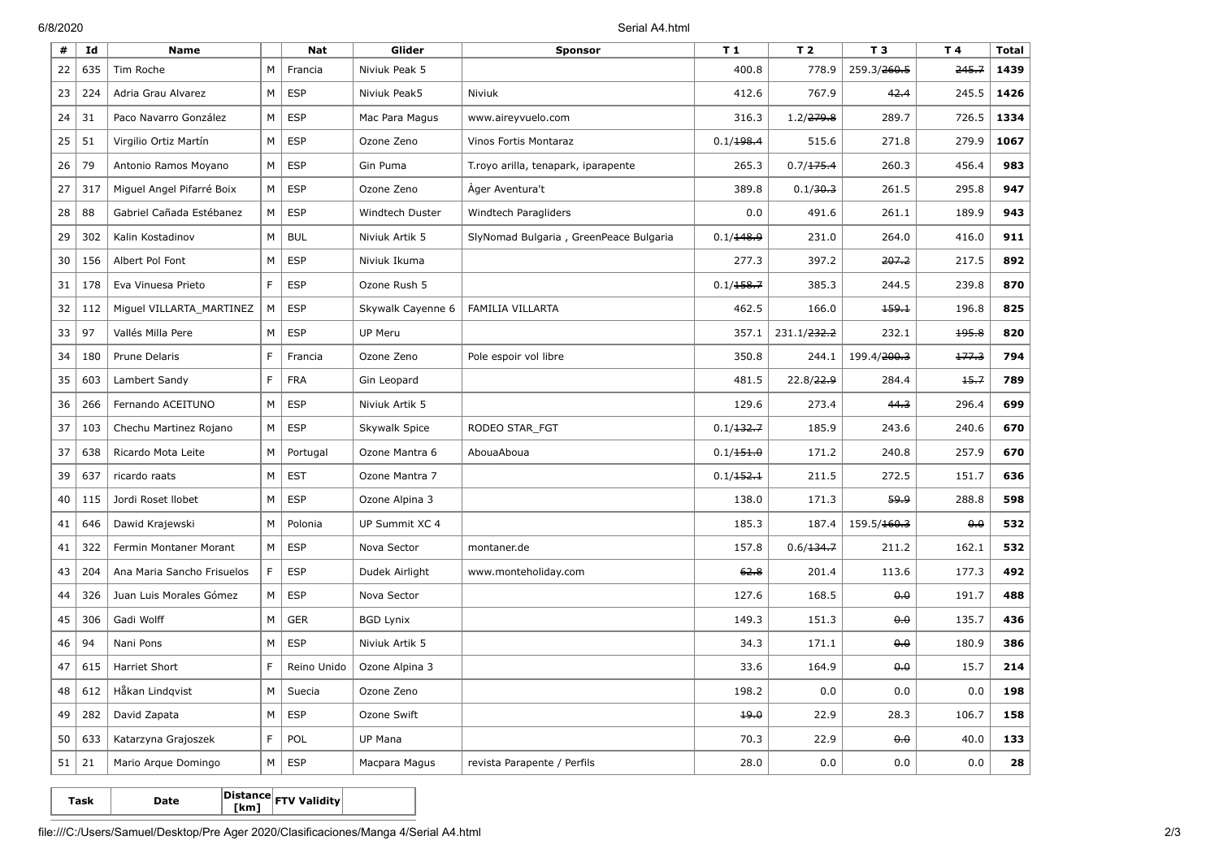| # | Id | Name | | Nat | Glider | Sponsor | T 1 | T 2 | T 3 | T 4 | Total |
|---|---|---|---|---|---|---|---|---|---|---|---|
| 22 | 635 | Tim Roche | M | Francia | Niviuk Peak 5 | | 400.8 | 778.9 | 259.3/~~260.5~~ | ~~245.7~~ | **1439** |
| 23 | 224 | Adria Grau Alvarez | M | ESP | Niviuk Peak5 | Niviuk | 412.6 | 767.9 | ~~42.4~~ | 245.5 | **1426** |
| 24 | 31 | Paco Navarro González | M | ESP | Mac Para Magus | www.aireyvuelo.com | 316.3 | 1.2/~~279.8~~ | 289.7 | 726.5 | **1334** |
| 25 | 51 | Virgilio Ortiz Martín | M | ESP | Ozone Zeno | Vinos Fortis Montaraz | 0.1/~~198.4~~ | 515.6 | 271.8 | 279.9 | **1067** |
| 26 | 79 | Antonio Ramos Moyano | M | ESP | Gin Puma | T.royo arilla, tenapark, iparapente | 265.3 | 0.7/~~175.4~~ | 260.3 | 456.4 | **983** |
| 27 | 317 | Miguel Angel Pifarré Boix | M | ESP | Ozone Zeno | Àger Aventura't | 389.8 | 0.1/~~30.3~~ | 261.5 | 295.8 | **947** |
| 28 | 88 | Gabriel Cañada Estébanez | M | ESP | Windtech Duster | Windtech Paragliders | 0.0 | 491.6 | 261.1 | 189.9 | **943** |
| 29 | 302 | Kalin Kostadinov | M | BUL | Niviuk Artik 5 | SlyNomad Bulgaria , GreenPeace Bulgaria | 0.1/~~148.9~~ | 231.0 | 264.0 | 416.0 | **911** |
| 30 | 156 | Albert Pol Font | M | ESP | Niviuk Ikuma | | 277.3 | 397.2 | ~~207.2~~ | 217.5 | **892** |
| 31 | 178 | Eva Vinuesa Prieto | F | ESP | Ozone Rush 5 | | 0.1/~~158.7~~ | 385.3 | 244.5 | 239.8 | **870** |
| 32 | 112 | Miguel VILLARTA_MARTINEZ | M | ESP | Skywalk Cayenne 6 | FAMILIA VILLARTA | 462.5 | 166.0 | ~~159.1~~ | 196.8 | **825** |
| 33 | 97 | Vallés Milla Pere | M | ESP | UP Meru | | 357.1 | 231.1/~~232.2~~ | 232.1 | ~~195.8~~ | **820** |
| 34 | 180 | Prune Delaris | F | Francia | Ozone Zeno | Pole espoir vol libre | 350.8 | 244.1 | 199.4/~~200.3~~ | ~~177.3~~ | **794** |
| 35 | 603 | Lambert Sandy | F | FRA | Gin Leopard | | 481.5 | 22.8/~~22.9~~ | 284.4 | ~~15.7~~ | **789** |
| 36 | 266 | Fernando ACEITUNO | M | ESP | Niviuk Artik 5 | | 129.6 | 273.4 | ~~44.3~~ | 296.4 | **699** |
| 37 | 103 | Chechu Martinez Rojano | M | ESP | Skywalk Spice | RODEO STAR_FGT | 0.1/~~132.7~~ | 185.9 | 243.6 | 240.6 | **670** |
| 37 | 638 | Ricardo Mota Leite | M | Portugal | Ozone Mantra 6 | AbouaAboua | 0.1/~~151.0~~ | 171.2 | 240.8 | 257.9 | **670** |
| 39 | 637 | ricardo raats | M | EST | Ozone Mantra 7 | | 0.1/~~152.1~~ | 211.5 | 272.5 | 151.7 | **636** |
| 40 | 115 | Jordi Roset llobet | M | ESP | Ozone Alpina 3 | | 138.0 | 171.3 | ~~59.9~~ | 288.8 | **598** |
| 41 | 646 | Dawid Krajewski | M | Polonia | UP Summit XC 4 | | 185.3 | 187.4 | 159.5/~~160.3~~ | ~~0.0~~ | **532** |
| 41 | 322 | Fermin Montaner Morant | M | ESP | Nova Sector | montaner.de | 157.8 | 0.6/~~134.7~~ | 211.2 | 162.1 | **532** |
| 43 | 204 | Ana Maria Sancho Frisuelos | F | ESP | Dudek Airlight | www.monteholiday.com | ~~62.8~~ | 201.4 | 113.6 | 177.3 | **492** |
| 44 | 326 | Juan Luis Morales Gómez | M | ESP | Nova Sector | | 127.6 | 168.5 | ~~0.0~~ | 191.7 | **488** |
| 45 | 306 | Gadi Wolff | M | GER | BGD Lynix | | 149.3 | 151.3 | ~~0.0~~ | 135.7 | **436** |
| 46 | 94 | Nani Pons | M | ESP | Niviuk Artik 5 | | 34.3 | 171.1 | ~~0.0~~ | 180.9 | **386** |
| 47 | 615 | Harriet Short | F | Reino Unido | Ozone Alpina 3 | | 33.6 | 164.9 | ~~0.0~~ | 15.7 | **214** |
| 48 | 612 | Håkan Lindqvist | M | Suecia | Ozone Zeno | | 198.2 | 0.0 | 0.0 | 0.0 | **198** |
| 49 | 282 | David Zapata | M | ESP | Ozone Swift | | ~~19.0~~ | 22.9 | 28.3 | 106.7 | **158** |
| 50 | 633 | Katarzyna Grajoszek | F | POL | UP Mana | | 70.3 | 22.9 | ~~0.0~~ | 40.0 | **133** |
| 51 | 21 | Mario Arque Domingo | M | ESP | Macpara Magus | revista Parapente / Perfils | 28.0 | 0.0 | 0.0 | 0.0 | **28** |

| Task | Date | Distance [km] | FTV Validity | |
|---|---|---|---|---|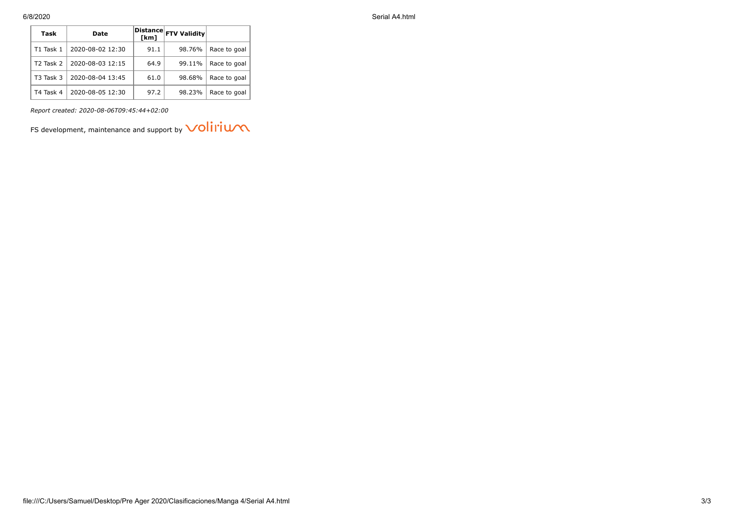| Task | Date | Distance [km] | FTV Validity | |
|---|---|---|---|---|
| T1 Task 1 | 2020-08-02 12:30 | 91.1 | 98.76% | Race to goal |
| T2 Task 2 | 2020-08-03 12:15 | 64.9 | 99.11% | Race to goal |
| T3 Task 3 | 2020-08-04 13:45 | 61.0 | 98.68% | Race to goal |
| T4 Task 4 | 2020-08-05 12:30 | 97.2 | 98.23% | Race to goal |

*Report created: 2020-08-06T09:45:44+02:00*

FS development, maintenance and support by volirium